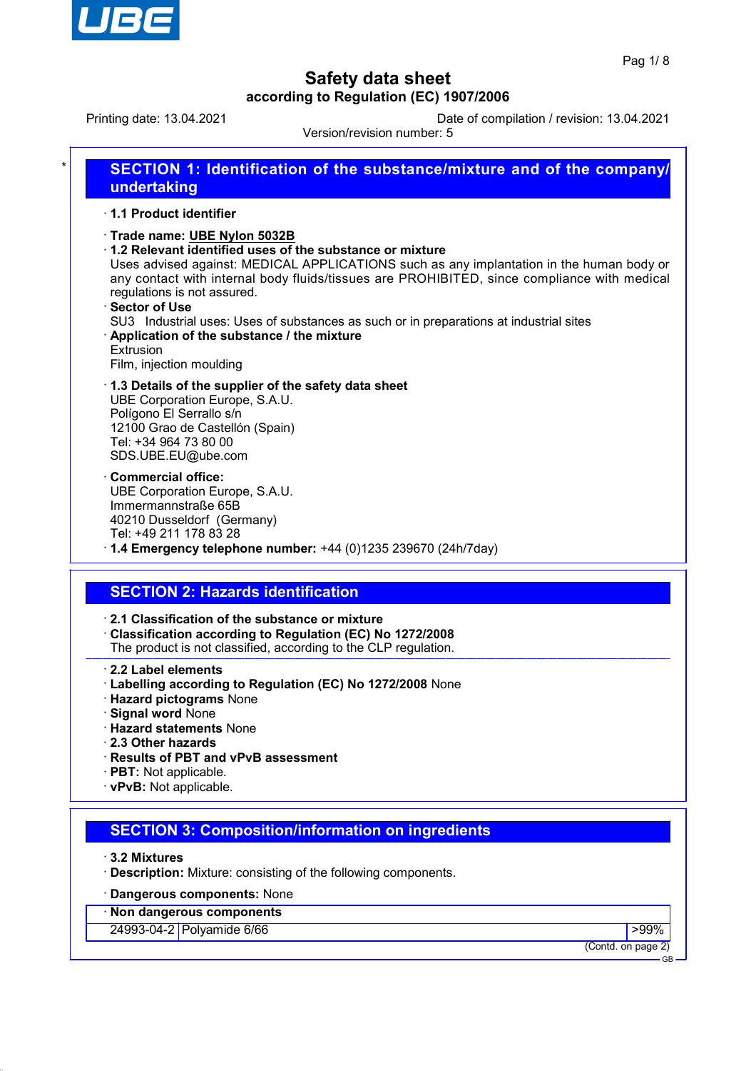# Safety data sheet

**according to Regulation (EC) 1907/2006**

Printing date: 13.04.2021 | Date of compilation / revision: 13.04.2021

Version/revision number: 5

## SECTION 1: Identification of the substance/mixture and of the company/undertaking

· **1.1 Product identifier**

· **Trade name: UBE Nylon 5032B**

· **1.2 Relevant identified uses of the substance or mixture**

Uses advised against: MEDICAL APPLICATIONS such as any implantation in the human body or any contact with internal body fluids/tissues are PROHIBITED, since compliance with medical regulations is not assured.

· **Sector of Use**

SU3 Industrial uses: Uses of substances as such or in preparations at industrial sites

· **Application of the substance / the mixture**

Extrusion

Film, injection moulding

· **1.3 Details of the supplier of the safety data sheet**

UBE Corporation Europe, S.A.U.
Polígono El Serrallo s/n
12100 Grao de Castellón (Spain)
Tel: +34 964 73 80 00
SDS.UBE.EU@ube.com

· **Commercial office:**

UBE Corporation Europe, S.A.U.
Immermannstraße 65B
40210 Dusseldorf (Germany)
Tel: +49 211 178 83 28

· **1.4 Emergency telephone number:** +44 (0)1235 239670 (24h/7day)

## SECTION 2: Hazards identification

· **2.1 Classification of the substance or mixture**

· **Classification according to Regulation (EC) No 1272/2008**

The product is not classified, according to the CLP regulation.

· **2.2 Label elements**

· **Labelling according to Regulation (EC) No 1272/2008** None

· **Hazard pictograms** None

· **Signal word** None

· **Hazard statements** None

· **2.3 Other hazards**

· **Results of PBT and vPvB assessment**

· **PBT:** Not applicable.

· **vPvB:** Not applicable.

## SECTION 3: Composition/information on ingredients

· **3.2 Mixtures**

· **Description:** Mixture: consisting of the following components.

· **Dangerous components:** None

| · **Non dangerous components** | | |
|---|---|---|
| 24993-04-2 | Polyamide 6/66 | >99% |

(Contd. on page 2)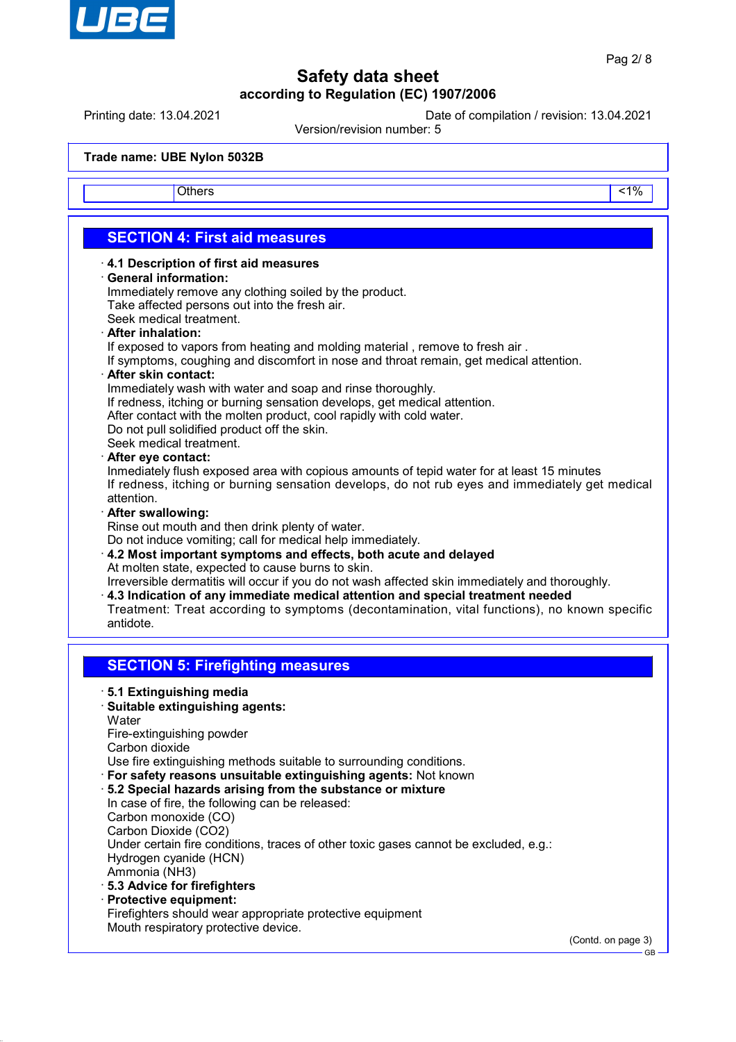Trade name: **UBE Nylon 5032B**

| | Others | <1% |
|---|---|---|

## SECTION 4: First aid measures

· **4.1 Description of first aid measures**

· **General information:**
Immediately remove any clothing soiled by the product.
Take affected persons out into the fresh air.
Seek medical treatment.

· **After inhalation:**
If exposed to vapors from heating and molding material , remove to fresh air .
If symptoms, coughing and discomfort in nose and throat remain, get medical attention.

· **After skin contact:**
Immediately wash with water and soap and rinse thoroughly.
If redness, itching or burning sensation develops, get medical attention.
After contact with the molten product, cool rapidly with cold water.
Do not pull solidified product off the skin.
Seek medical treatment.

· **After eye contact:**
Inmediately flush exposed area with copious amounts of tepid water for at least 15 minutes
If redness, itching or burning sensation develops, do not rub eyes and immediately get medical attention.

· **After swallowing:**
Rinse out mouth and then drink plenty of water.
Do not induce vomiting; call for medical help immediately.

· **4.2 Most important symptoms and effects, both acute and delayed**
At molten state, expected to cause burns to skin.
Irreversible dermatitis will occur if you do not wash affected skin immediately and thoroughly.

· **4.3 Indication of any immediate medical attention and special treatment needed**
Treatment: Treat according to symptoms (decontamination, vital functions), no known specific antidote.

## SECTION 5: Firefighting measures

· **5.1 Extinguishing media**

· **Suitable extinguishing agents:**
Water
Fire-extinguishing powder
Carbon dioxide
Use fire extinguishing methods suitable to surrounding conditions.

· **For safety reasons unsuitable extinguishing agents:** Not known

· **5.2 Special hazards arising from the substance or mixture**
In case of fire, the following can be released:
Carbon monoxide (CO)
Carbon Dioxide ($CO_2$)
Under certain fire conditions, traces of other toxic gases cannot be excluded, e.g.:
Hydrogen cyanide (HCN)
Ammonia ($NH_3$)

· **5.3 Advice for firefighters**

· **Protective equipment:**
Firefighters should wear appropriate protective equipment
Mouth respiratory protective device.

(Contd. on page 3)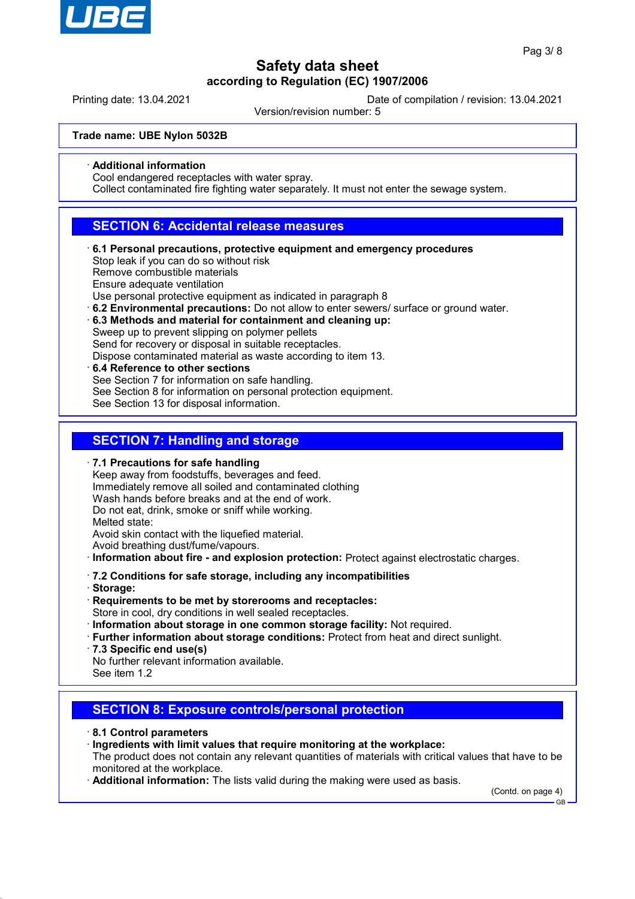**Trade name: UBE Nylon 5032B**

· **Additional information**
Cool endangered receptacles with water spray.
Collect contaminated fire fighting water separately. It must not enter the sewage system.

## SECTION 6: Accidental release measures

· **6.1 Personal precautions, protective equipment and emergency procedures**
Stop leak if you can do so without risk
Remove combustible materials
Ensure adequate ventilation
Use personal protective equipment as indicated in paragraph 8
· **6.2 Environmental precautions:** Do not allow to enter sewers/ surface or ground water.
· **6.3 Methods and material for containment and cleaning up:**
Sweep up to prevent slipping on polymer pellets
Send for recovery or disposal in suitable receptacles.
Dispose contaminated material as waste according to item 13.
· **6.4 Reference to other sections**
See Section 7 for information on safe handling.
See Section 8 for information on personal protection equipment.
See Section 13 for disposal information.

## SECTION 7: Handling and storage

· **7.1 Precautions for safe handling**
Keep away from foodstuffs, beverages and feed.
Immediately remove all soiled and contaminated clothing
Wash hands before breaks and at the end of work.
Do not eat, drink, smoke or sniff while working.
Melted state:
Avoid skin contact with the liquefied material.
Avoid breathing dust/fume/vapours.
· **Information about fire - and explosion protection:** Protect against electrostatic charges.

· **7.2 Conditions for safe storage, including any incompatibilities**
· **Storage:**
· **Requirements to be met by storerooms and receptacles:**
Store in cool, dry conditions in well sealed receptacles.
· **Information about storage in one common storage facility:** Not required.
· **Further information about storage conditions:** Protect from heat and direct sunlight.
· **7.3 Specific end use(s)**
No further relevant information available.
See item 1.2

## SECTION 8: Exposure controls/personal protection

· **8.1 Control parameters**
· **Ingredients with limit values that require monitoring at the workplace:**
The product does not contain any relevant quantities of materials with critical values that have to be monitored at the workplace.
· **Additional information:** The lists valid during the making were used as basis.

(Contd. on page 4)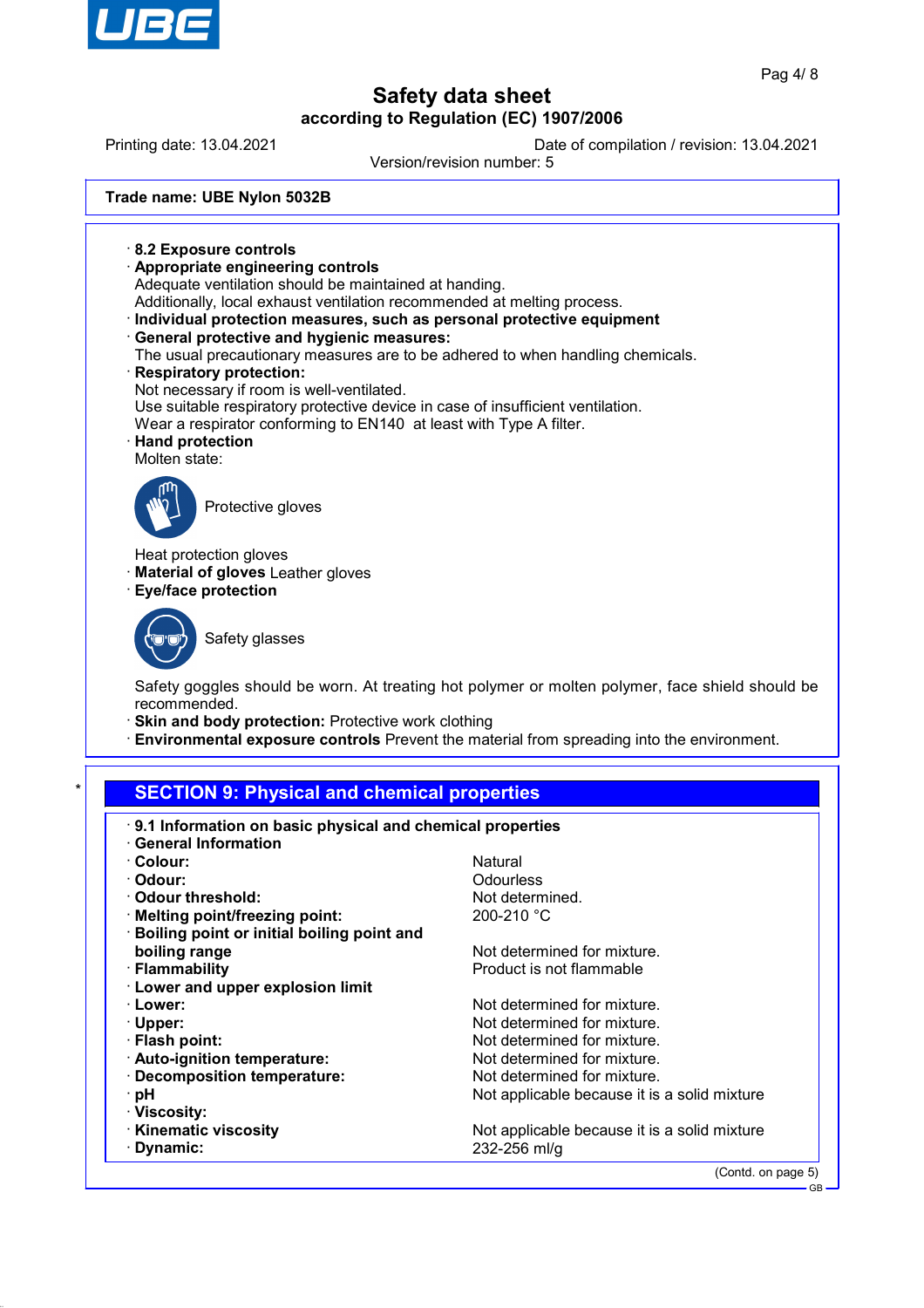**Trade name: UBE Nylon 5032B**

· **8.2 Exposure controls**
· **Appropriate engineering controls**
Adequate ventilation should be maintained at handing.
Additionally, local exhaust ventilation recommended at melting process.
· **Individual protection measures, such as personal protective equipment**
· **General protective and hygienic measures:**
The usual precautionary measures are to be adhered to when handling chemicals.
· **Respiratory protection:**
Not necessary if room is well-ventilated.
Use suitable respiratory protective device in case of insufficient ventilation.
Wear a respirator conforming to EN140 at least with Type A filter.
· **Hand protection**
Molten state:

Protective gloves

Heat protection gloves
· **Material of gloves** Leather gloves
· **Eye/face protection**

Safety glasses

Safety goggles should be worn. At treating hot polymer or molten polymer, face shield should be recommended.
· **Skin and body protection:** Protective work clothing
· **Environmental exposure controls** Prevent the material from spreading into the environment.

## SECTION 9: Physical and chemical properties

· **9.1 Information on basic physical and chemical properties**
· **General Information**

| | |
|---|---|
| · **Colour:** | Natural |
| · **Odour:** | Odourless |
| · **Odour threshold:** | Not determined. |
| · **Melting point/freezing point:** | 200-210 °C |
| · **Boiling point or initial boiling point and boiling range** | Not determined for mixture. |
| · **Flammability** | Product is not flammable |
| · **Lower and upper explosion limit** | |
| · **Lower:** | Not determined for mixture. |
| · **Upper:** | Not determined for mixture. |
| · **Flash point:** | Not determined for mixture. |
| · **Auto-ignition temperature:** | Not determined for mixture. |
| · **Decomposition temperature:** | Not determined for mixture. |
| · **pH** | Not applicable because it is a solid mixture |
| · **Viscosity:** | |
| · **Kinematic viscosity** | Not applicable because it is a solid mixture |
| · **Dynamic:** | 232-256 ml/g |

(Contd. on page 5)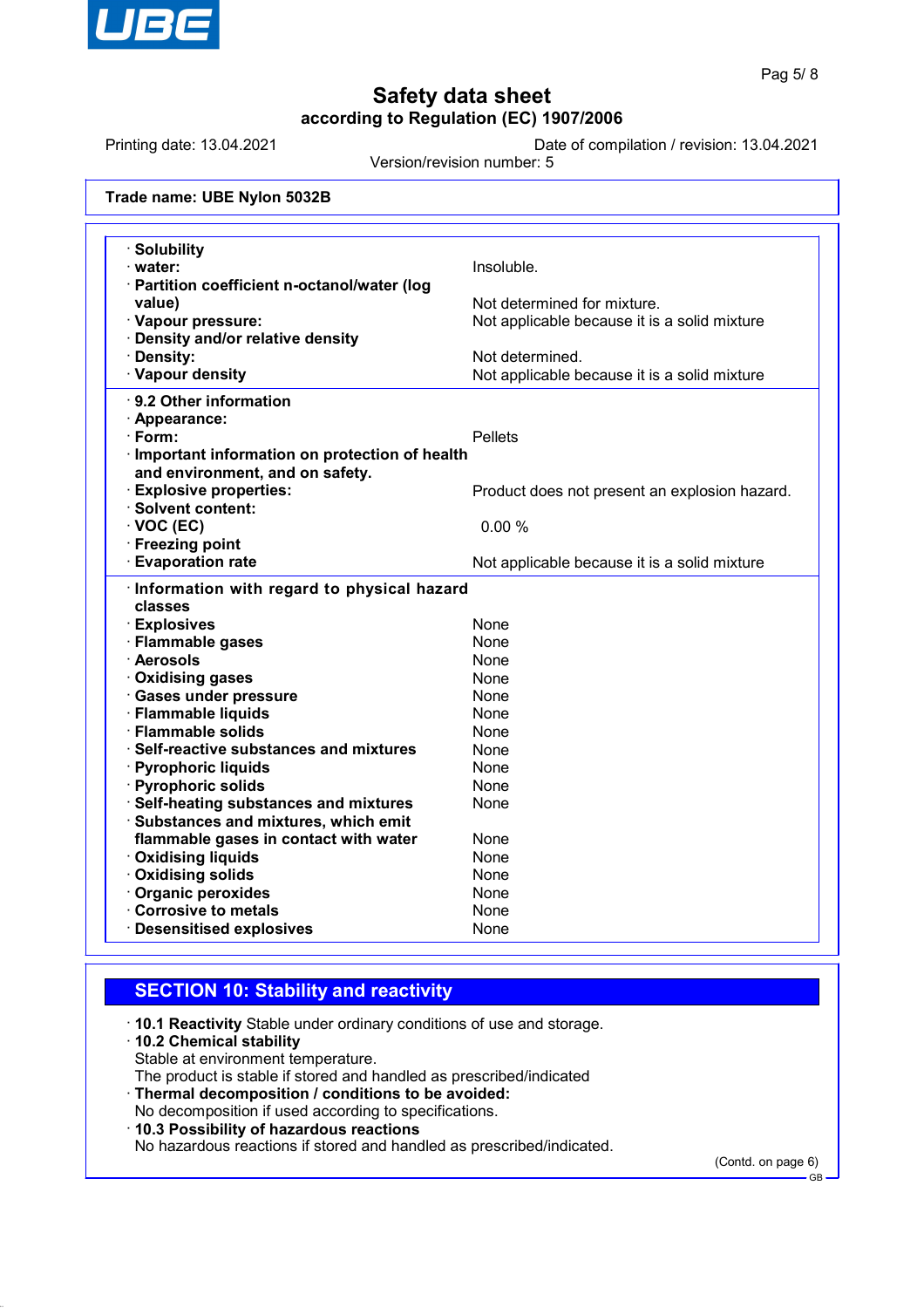**Trade name: UBE Nylon 5032B**

| | |
|---|---|
| · **Solubility** | |
| · **water:** | Insoluble. |
| · **Partition coefficient n-octanol/water (log value)** | Not determined for mixture. |
| · **Vapour pressure:** | Not applicable because it is a solid mixture |
| · **Density and/or relative density** | |
| · **Density:** | Not determined. |
| · **Vapour density** | Not applicable because it is a solid mixture |
| · **9.2 Other information** | |
| · **Appearance:** | |
| · **Form:** | Pellets |
| · **Important information on protection of health and environment, and on safety.** | |
| · **Explosive properties:** | Product does not present an explosion hazard. |
| · **Solvent content:** | |
| · **VOC (EC)** | 0.00 % |
| · **Freezing point** | |
| · **Evaporation rate** | Not applicable because it is a solid mixture |
| · **Information with regard to physical hazard classes** | |
| · **Explosives** | None |
| · **Flammable gases** | None |
| · **Aerosols** | None |
| · **Oxidising gases** | None |
| · **Gases under pressure** | None |
| · **Flammable liquids** | None |
| · **Flammable solids** | None |
| · **Self-reactive substances and mixtures** | None |
| · **Pyrophoric liquids** | None |
| · **Pyrophoric solids** | None |
| · **Self-heating substances and mixtures** | None |
| · **Substances and mixtures, which emit flammable gases in contact with water** | None |
| · **Oxidising liquids** | None |
| · **Oxidising solids** | None |
| · **Organic peroxides** | None |
| · **Corrosive to metals** | None |
| · **Desensitised explosives** | None |

## SECTION 10: Stability and reactivity

· **10.1 Reactivity** Stable under ordinary conditions of use and storage.

· **10.2 Chemical stability**
Stable at environment temperature.
The product is stable if stored and handled as prescribed/indicated

· **Thermal decomposition / conditions to be avoided:**
No decomposition if used according to specifications.

· **10.3 Possibility of hazardous reactions**
No hazardous reactions if stored and handled as prescribed/indicated.

(Contd. on page 6)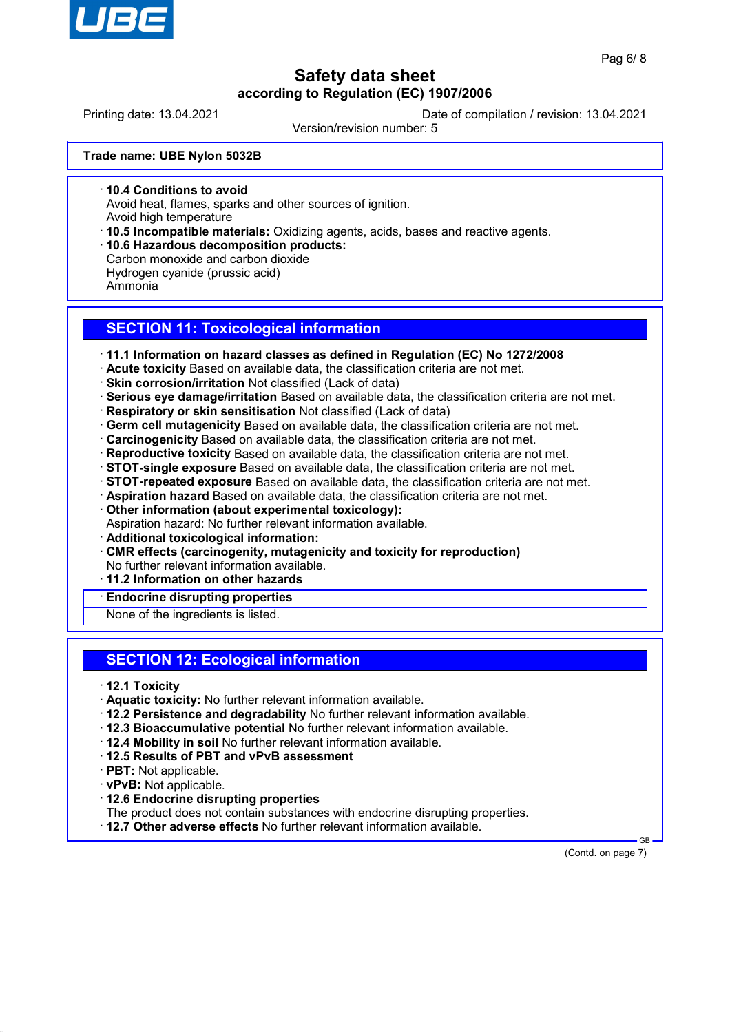**Trade name: UBE Nylon 5032B**

· **10.4 Conditions to avoid**
Avoid heat, flames, sparks and other sources of ignition.
Avoid high temperature
· **10.5 Incompatible materials:** Oxidizing agents, acids, bases and reactive agents.
· **10.6 Hazardous decomposition products:**
Carbon monoxide and carbon dioxide
Hydrogen cyanide (prussic acid)
Ammonia

## SECTION 11: Toxicological information

· **11.1 Information on hazard classes as defined in Regulation (EC) No 1272/2008**
· **Acute toxicity** Based on available data, the classification criteria are not met.
· **Skin corrosion/irritation** Not classified (Lack of data)
· **Serious eye damage/irritation** Based on available data, the classification criteria are not met.
· **Respiratory or skin sensitisation** Not classified (Lack of data)
· **Germ cell mutagenicity** Based on available data, the classification criteria are not met.
· **Carcinogenicity** Based on available data, the classification criteria are not met.
· **Reproductive toxicity** Based on available data, the classification criteria are not met.
· **STOT-single exposure** Based on available data, the classification criteria are not met.
· **STOT-repeated exposure** Based on available data, the classification criteria are not met.
· **Aspiration hazard** Based on available data, the classification criteria are not met.
· **Other information (about experimental toxicology):**
Aspiration hazard: No further relevant information available.
· **Additional toxicological information:**
· **CMR effects (carcinogenity, mutagenicity and toxicity for reproduction)**
No further relevant information available.
· **11.2 Information on other hazards**
· **Endocrine disrupting properties**
None of the ingredients is listed.

## SECTION 12: Ecological information

· **12.1 Toxicity**
· **Aquatic toxicity:** No further relevant information available.
· **12.2 Persistence and degradability** No further relevant information available.
· **12.3 Bioaccumulative potential** No further relevant information available.
· **12.4 Mobility in soil** No further relevant information available.
· **12.5 Results of PBT and vPvB assessment**
· **PBT:** Not applicable.
· **vPvB:** Not applicable.
· **12.6 Endocrine disrupting properties**
The product does not contain substances with endocrine disrupting properties.
· **12.7 Other adverse effects** No further relevant information available.

(Contd. on page 7)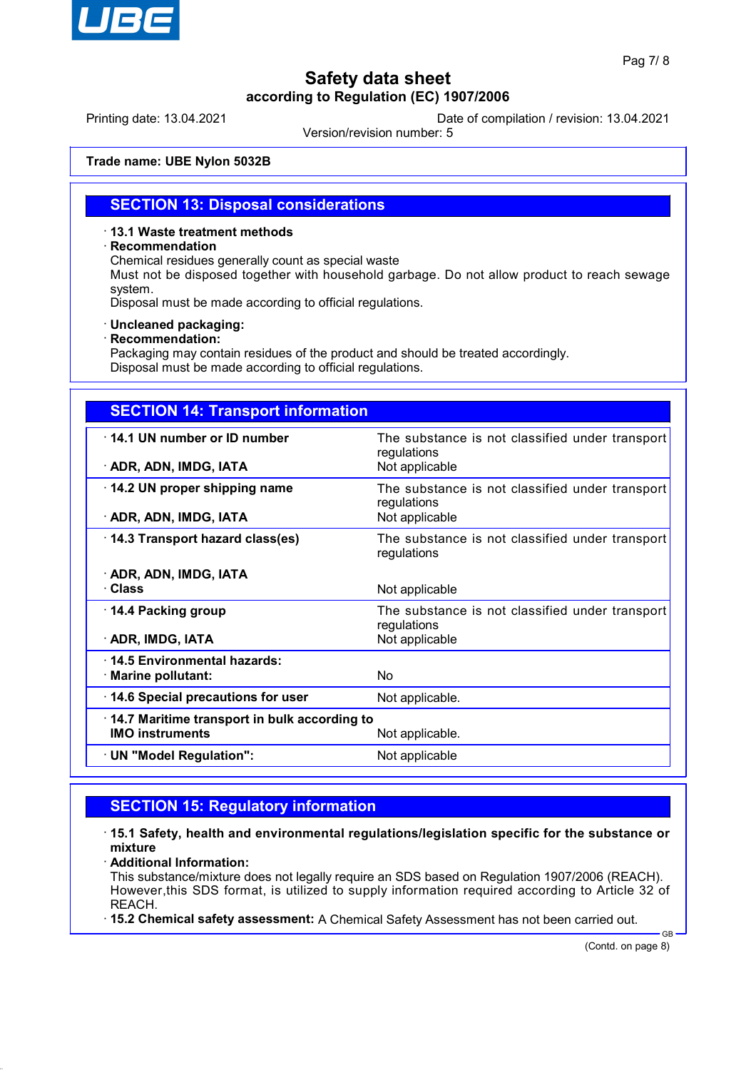Trade name: **UBE Nylon 5032B**

## SECTION 13: Disposal considerations

- **13.1 Waste treatment methods**
- **Recommendation**

Chemical residues generally count as special waste

Must not be disposed together with household garbage. Do not allow product to reach sewage system.

Disposal must be made according to official regulations.

- **Uncleaned packaging:**
- **Recommendation:**

Packaging may contain residues of the product and should be treated accordingly.

Disposal must be made according to official regulations.

## SECTION 14: Transport information

| | |
|---|---|
| **14.1 UN number or ID number** | The substance is not classified under transport regulations |
| **ADR, ADN, IMDG, IATA** | Not applicable |
| **14.2 UN proper shipping name** | The substance is not classified under transport regulations |
| **ADR, ADN, IMDG, IATA** | Not applicable |
| **14.3 Transport hazard class(es)** | The substance is not classified under transport regulations |
| **ADR, ADN, IMDG, IATA** | |
| **Class** | Not applicable |
| **14.4 Packing group** | The substance is not classified under transport regulations |
| **ADR, IMDG, IATA** | Not applicable |
| **14.5 Environmental hazards:** | |
| **Marine pollutant:** | No |
| **14.6 Special precautions for user** | Not applicable. |
| **14.7 Maritime transport in bulk according to IMO instruments** | Not applicable. |
| **UN "Model Regulation":** | Not applicable |

## SECTION 15: Regulatory information

- **15.1 Safety, health and environmental regulations/legislation specific for the substance or mixture**
- **Additional Information:**

This substance/mixture does not legally require an SDS based on Regulation 1907/2006 (REACH). However,this SDS format, is utilized to supply information required according to Article 32 of REACH.

- **15.2 Chemical safety assessment:** A Chemical Safety Assessment has not been carried out.

(Contd. on page 8)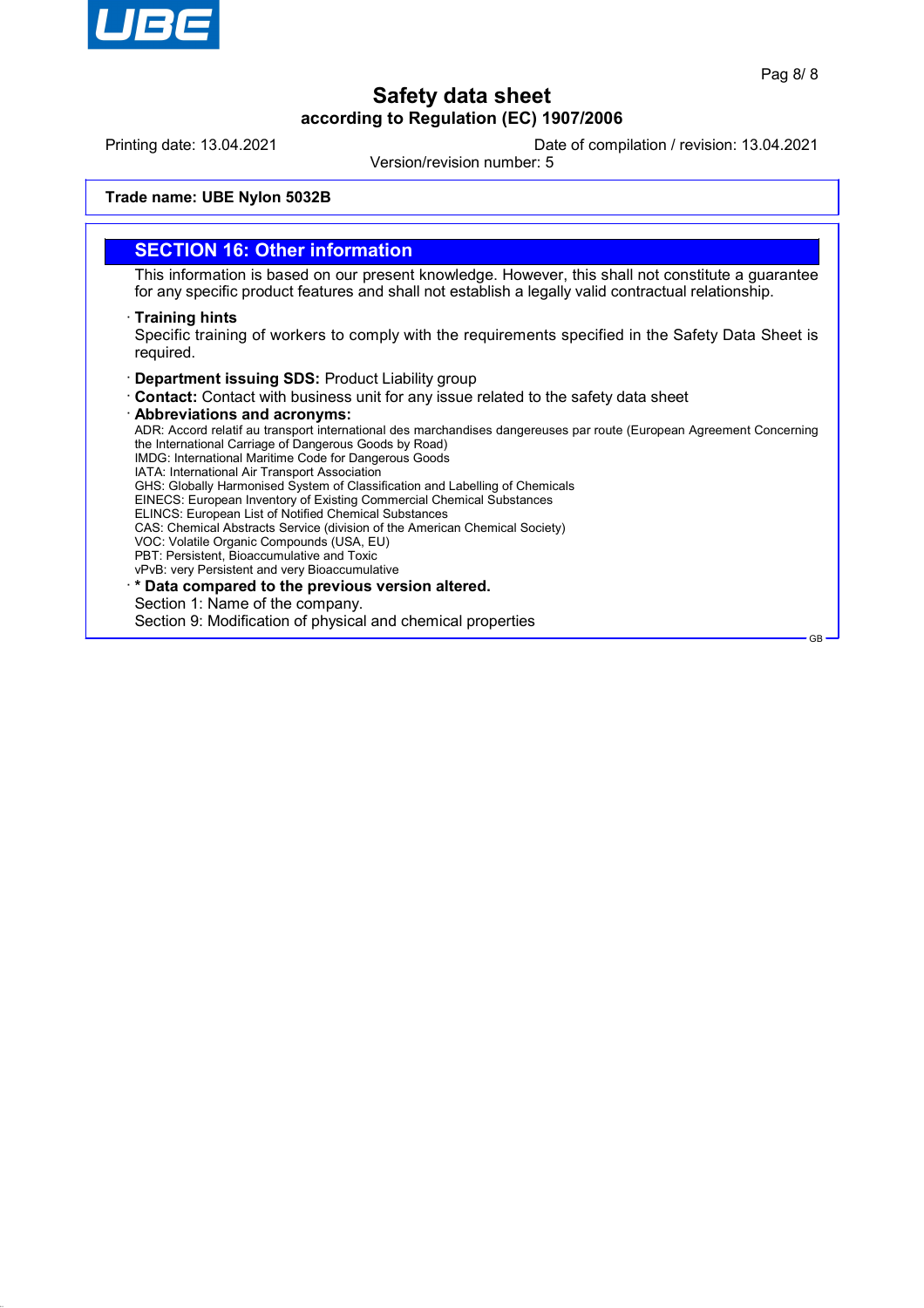**Trade name: UBE Nylon 5032B**

## SECTION 16: Other information

This information is based on our present knowledge. However, this shall not constitute a guarantee for any specific product features and shall not establish a legally valid contractual relationship.

· **Training hints**
Specific training of workers to comply with the requirements specified in the Safety Data Sheet is required.

· **Department issuing SDS:** Product Liability group
· **Contact:** Contact with business unit for any issue related to the safety data sheet
· **Abbreviations and acronyms:**
ADR: Accord relatif au transport international des marchandises dangereuses par route (European Agreement Concerning the International Carriage of Dangerous Goods by Road)
IMDG: International Maritime Code for Dangerous Goods
IATA: International Air Transport Association
GHS: Globally Harmonised System of Classification and Labelling of Chemicals
EINECS: European Inventory of Existing Commercial Chemical Substances
ELINCS: European List of Notified Chemical Substances
CAS: Chemical Abstracts Service (division of the American Chemical Society)
VOC: Volatile Organic Compounds (USA, EU)
PBT: Persistent, Bioaccumulative and Toxic
vPvB: very Persistent and very Bioaccumulative
· **\* Data compared to the previous version altered.**
Section 1: Name of the company.
Section 9: Modification of physical and chemical properties